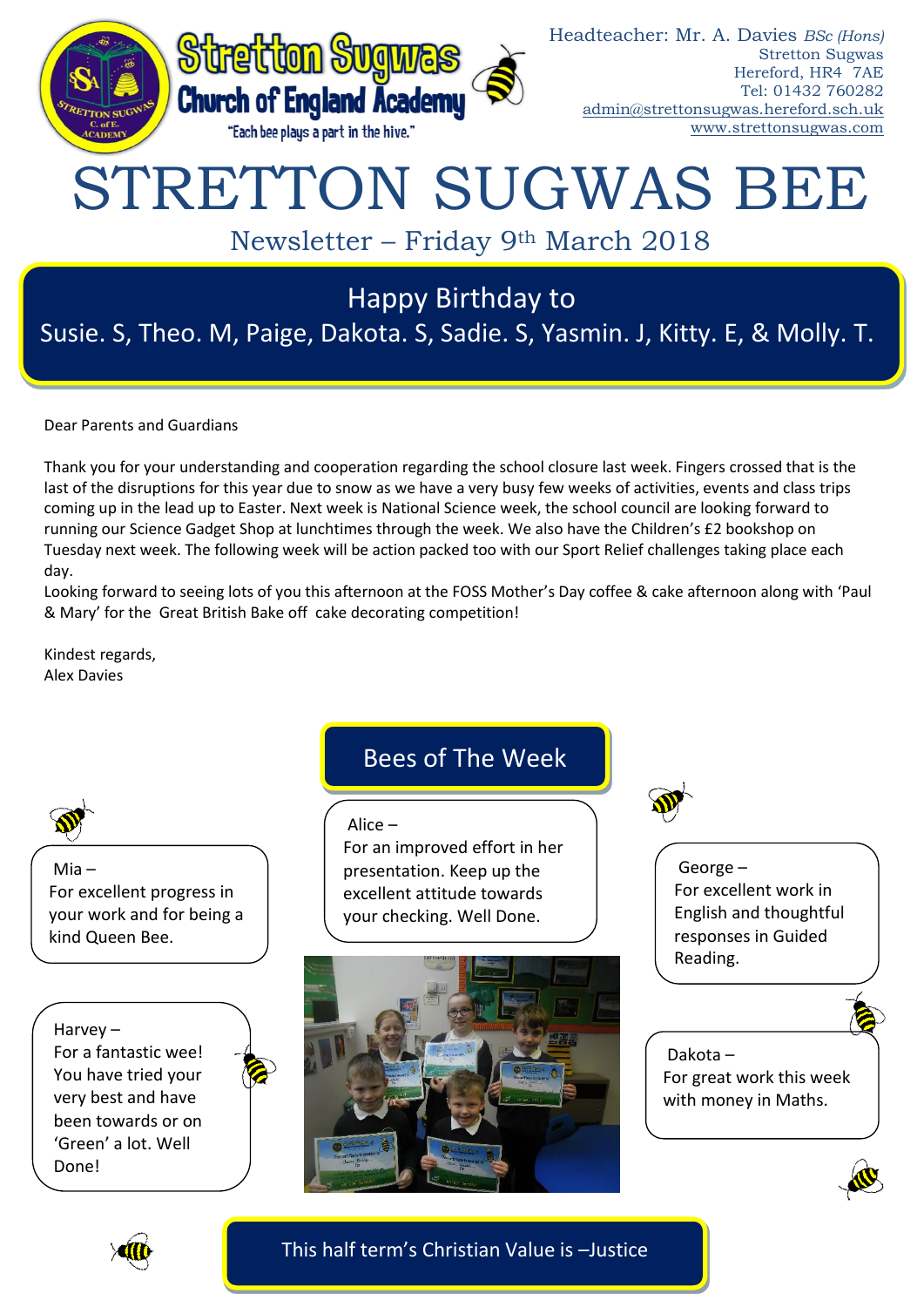Stretton Sugwas Church of England Academy

"Each bee plays a part in the hive."

Headteacher: Mr. A. Davies *BSc (Hons)*
Stretton Sugwas
Hereford, HR4 7AE
Tel: 01432 760282
admin@strettonsugwas.hereford.sch.uk
www.strettonsugwas.com

# STRETTON SUGWAS BEE

## Newsletter – Friday 9th March 2018

### Happy Birthday to

Susie. S, Theo. M, Paige, Dakota. S, Sadie. S, Yasmin. J, Kitty. E, & Molly. T.

Dear Parents and Guardians

Thank you for your understanding and cooperation regarding the school closure last week. Fingers crossed that is the last of the disruptions for this year due to snow as we have a very busy few weeks of activities, events and class trips coming up in the lead up to Easter. Next week is National Science week, the school council are looking forward to running our Science Gadget Shop at lunchtimes through the week. We also have the Children's £2 bookshop on Tuesday next week. The following week will be action packed too with our Sport Relief challenges taking place each day.

Looking forward to seeing lots of you this afternoon at the FOSS Mother's Day coffee & cake afternoon along with 'Paul & Mary' for the Great British Bake off cake decorating competition!

Kindest regards,
Alex Davies

## Bees of The Week

Mia – For excellent progress in your work and for being a kind Queen Bee.

Alice – For an improved effort in her presentation. Keep up the excellent attitude towards your checking. Well Done.

George – For excellent work in English and thoughtful responses in Guided Reading.

Harvey – For a fantastic wee! You have tried your very best and have been towards or on 'Green' a lot. Well Done!

Dakota – For great work this week with money in Maths.

This half term's Christian Value is –Justice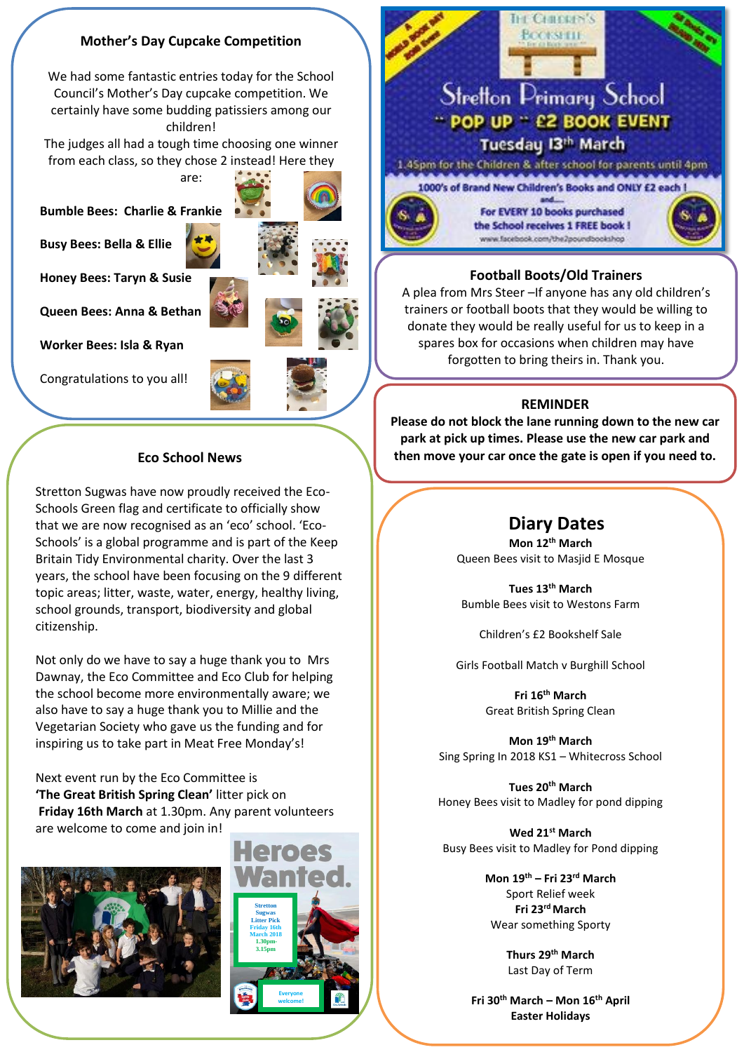## Mother's Day Cupcake Competition

We had some fantastic entries today for the School Council's Mother's Day cupcake competition. We certainly have some budding patissiers among our children!

The judges all had a tough time choosing one winner from each class, so they chose 2 instead! Here they are:

**Bumble Bees: Charlie & Frankie**

**Busy Bees: Bella & Ellie**

**Honey Bees: Taryn & Susie**

**Queen Bees: Anna & Bethan**

**Worker Bees: Isla & Ryan**

Congratulations to you all!

## Eco School News

Stretton Sugwas have now proudly received the Eco-Schools Green flag and certificate to officially show that we are now recognised as an 'eco' school. 'Eco-Schools' is a global programme and is part of the Keep Britain Tidy Environmental charity. Over the last 3 years, the school have been focusing on the 9 different topic areas; litter, waste, water, energy, healthy living, school grounds, transport, biodiversity and global citizenship.

Not only do we have to say a huge thank you to Mrs Dawnay, the Eco Committee and Eco Club for helping the school become more environmentally aware; we also have to say a huge thank you to Millie and the Vegetarian Society who gave us the funding and for inspiring us to take part in Meat Free Monday's!

Next event run by the Eco Committee is **'The Great British Spring Clean'** litter pick on **Friday 16th March** at 1.30pm. Any parent volunteers are welcome to come and join in!

Heroes Wanted.

Stretton Sugwas Litter Pick Friday 16th March 2018 1.30pm-3.15pm

Everyone welcome!

## Stretton Primary School

WORLD BOOK DAY 2018 Event

All Books are BRAND NEW

The Children's Bookshelf

"POP UP" £2 BOOK EVENT

Tuesday 13th March

1.45pm for the Children & after school for parents until 4pm

1000's of Brand New Children's Books and ONLY £2 each!

and....

For EVERY 10 books purchased the School receives 1 FREE book!

www.facebook.com/the2poundbookshop

## Football Boots/Old Trainers

A plea from Mrs Steer –If anyone has any old children's trainers or football boots that they would be willing to donate they would be really useful for us to keep in a spares box for occasions when children may have forgotten to bring theirs in. Thank you.

## REMINDER

**Please do not block the lane running down to the new car park at pick up times. Please use the new car park and then move your car once the gate is open if you need to.**

## Diary Dates

**Mon 12th March**
Queen Bees visit to Masjid E Mosque

**Tues 13th March**
Bumble Bees visit to Westons Farm

Children's £2 Bookshelf Sale

Girls Football Match v Burghill School

**Fri 16th March**
Great British Spring Clean

**Mon 19th March**
Sing Spring In 2018 KS1 – Whitecross School

**Tues 20th March**
Honey Bees visit to Madley for pond dipping

**Wed 21st March**
Busy Bees visit to Madley for Pond dipping

**Mon 19th – Fri 23rd March**
Sport Relief week
**Fri 23rd March**
Wear something Sporty

**Thurs 29th March**
Last Day of Term

**Fri 30th March – Mon 16th April**
**Easter Holidays**